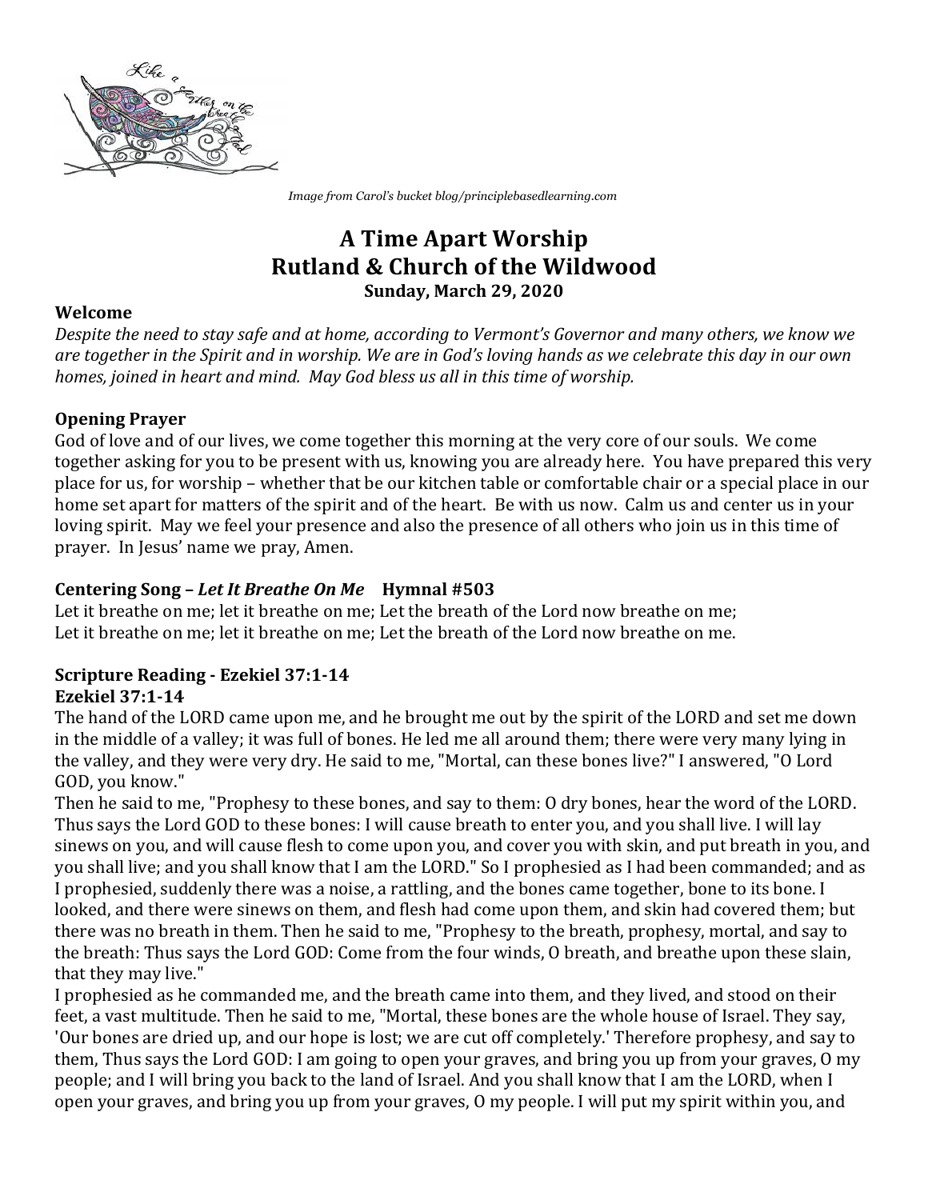*Image from Carol's bucket blog/principlebasedlearning.com*

# A Time Apart Worship
# Rutland & Church of the Wildwood
### Sunday, March 29, 2020

**Welcome**

*Despite the need to stay safe and at home, according to Vermont's Governor and many others, we know we are together in the Spirit and in worship. We are in God's loving hands as we celebrate this day in our own homes, joined in heart and mind. May God bless us all in this time of worship.*

**Opening Prayer**

God of love and of our lives, we come together this morning at the very core of our souls. We come together asking for you to be present with us, knowing you are already here. You have prepared this very place for us, for worship – whether that be our kitchen table or comfortable chair or a special place in our home set apart for matters of the spirit and of the heart. Be with us now. Calm us and center us in your loving spirit. May we feel your presence and also the presence of all others who join us in this time of prayer. In Jesus' name we pray, Amen.

**Centering Song – *Let It Breathe On Me* Hymnal #503**

Let it breathe on me; let it breathe on me; Let the breath of the Lord now breathe on me;
Let it breathe on me; let it breathe on me; Let the breath of the Lord now breathe on me.

**Scripture Reading - Ezekiel 37:1-14**
**Ezekiel 37:1-14**

The hand of the LORD came upon me, and he brought me out by the spirit of the LORD and set me down in the middle of a valley; it was full of bones. He led me all around them; there were very many lying in the valley, and they were very dry. He said to me, "Mortal, can these bones live?" I answered, "O Lord GOD, you know."

Then he said to me, "Prophesy to these bones, and say to them: O dry bones, hear the word of the LORD. Thus says the Lord GOD to these bones: I will cause breath to enter you, and you shall live. I will lay sinews on you, and will cause flesh to come upon you, and cover you with skin, and put breath in you, and you shall live; and you shall know that I am the LORD." So I prophesied as I had been commanded; and as I prophesied, suddenly there was a noise, a rattling, and the bones came together, bone to its bone. I looked, and there were sinews on them, and flesh had come upon them, and skin had covered them; but there was no breath in them. Then he said to me, "Prophesy to the breath, prophesy, mortal, and say to the breath: Thus says the Lord GOD: Come from the four winds, O breath, and breathe upon these slain, that they may live."

I prophesied as he commanded me, and the breath came into them, and they lived, and stood on their feet, a vast multitude. Then he said to me, "Mortal, these bones are the whole house of Israel. They say, 'Our bones are dried up, and our hope is lost; we are cut off completely.' Therefore prophesy, and say to them, Thus says the Lord GOD: I am going to open your graves, and bring you up from your graves, O my people; and I will bring you back to the land of Israel. And you shall know that I am the LORD, when I open your graves, and bring you up from your graves, O my people. I will put my spirit within you, and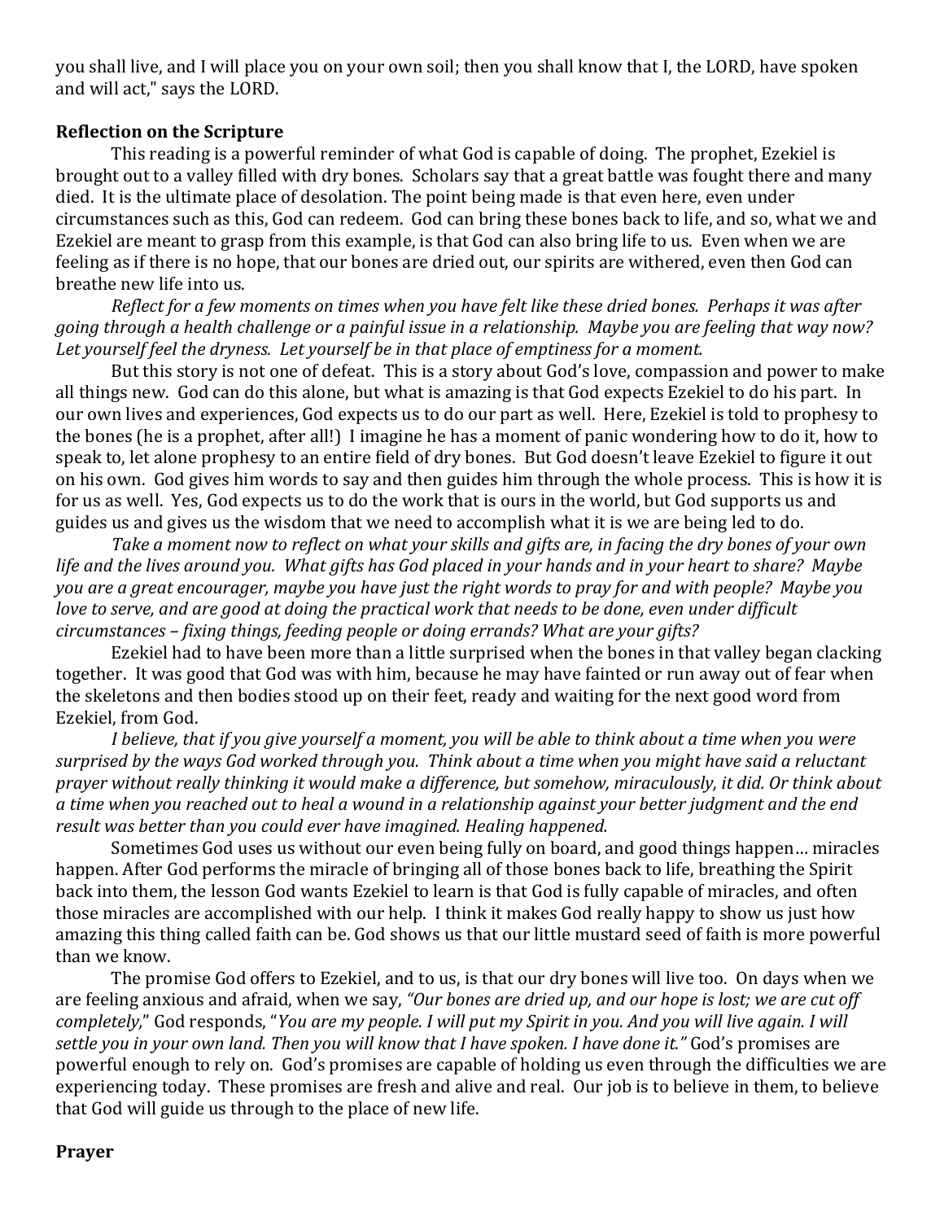you shall live, and I will place you on your own soil; then you shall know that I, the LORD, have spoken and will act," says the LORD.

**Reflection on the Scripture**

This reading is a powerful reminder of what God is capable of doing. The prophet, Ezekiel is brought out to a valley filled with dry bones. Scholars say that a great battle was fought there and many died. It is the ultimate place of desolation. The point being made is that even here, even under circumstances such as this, God can redeem. God can bring these bones back to life, and so, what we and Ezekiel are meant to grasp from this example, is that God can also bring life to us. Even when we are feeling as if there is no hope, that our bones are dried out, our spirits are withered, even then God can breathe new life into us.

*Reflect for a few moments on times when you have felt like these dried bones. Perhaps it was after going through a health challenge or a painful issue in a relationship. Maybe you are feeling that way now? Let yourself feel the dryness. Let yourself be in that place of emptiness for a moment.*

But this story is not one of defeat. This is a story about God's love, compassion and power to make all things new. God can do this alone, but what is amazing is that God expects Ezekiel to do his part. In our own lives and experiences, God expects us to do our part as well. Here, Ezekiel is told to prophesy to the bones (he is a prophet, after all!) I imagine he has a moment of panic wondering how to do it, how to speak to, let alone prophesy to an entire field of dry bones. But God doesn't leave Ezekiel to figure it out on his own. God gives him words to say and then guides him through the whole process. This is how it is for us as well. Yes, God expects us to do the work that is ours in the world, but God supports us and guides us and gives us the wisdom that we need to accomplish what it is we are being led to do.

*Take a moment now to reflect on what your skills and gifts are, in facing the dry bones of your own life and the lives around you. What gifts has God placed in your hands and in your heart to share? Maybe you are a great encourager, maybe you have just the right words to pray for and with people? Maybe you love to serve, and are good at doing the practical work that needs to be done, even under difficult circumstances – fixing things, feeding people or doing errands? What are your gifts?*

Ezekiel had to have been more than a little surprised when the bones in that valley began clacking together. It was good that God was with him, because he may have fainted or run away out of fear when the skeletons and then bodies stood up on their feet, ready and waiting for the next good word from Ezekiel, from God.

*I believe, that if you give yourself a moment, you will be able to think about a time when you were surprised by the ways God worked through you. Think about a time when you might have said a reluctant prayer without really thinking it would make a difference, but somehow, miraculously, it did. Or think about a time when you reached out to heal a wound in a relationship against your better judgment and the end result was better than you could ever have imagined. Healing happened.*

Sometimes God uses us without our even being fully on board, and good things happen… miracles happen. After God performs the miracle of bringing all of those bones back to life, breathing the Spirit back into them, the lesson God wants Ezekiel to learn is that God is fully capable of miracles, and often those miracles are accomplished with our help. I think it makes God really happy to show us just how amazing this thing called faith can be. God shows us that our little mustard seed of faith is more powerful than we know.

The promise God offers to Ezekiel, and to us, is that our dry bones will live too. On days when we are feeling anxious and afraid, when we say, *"Our bones are dried up, and our hope is lost; we are cut off completely,"* God responds, "*You are my people. I will put my Spirit in you. And you will live again. I will settle you in your own land. Then you will know that I have spoken. I have done it."* God's promises are powerful enough to rely on. God's promises are capable of holding us even through the difficulties we are experiencing today. These promises are fresh and alive and real. Our job is to believe in them, to believe that God will guide us through to the place of new life.

**Prayer**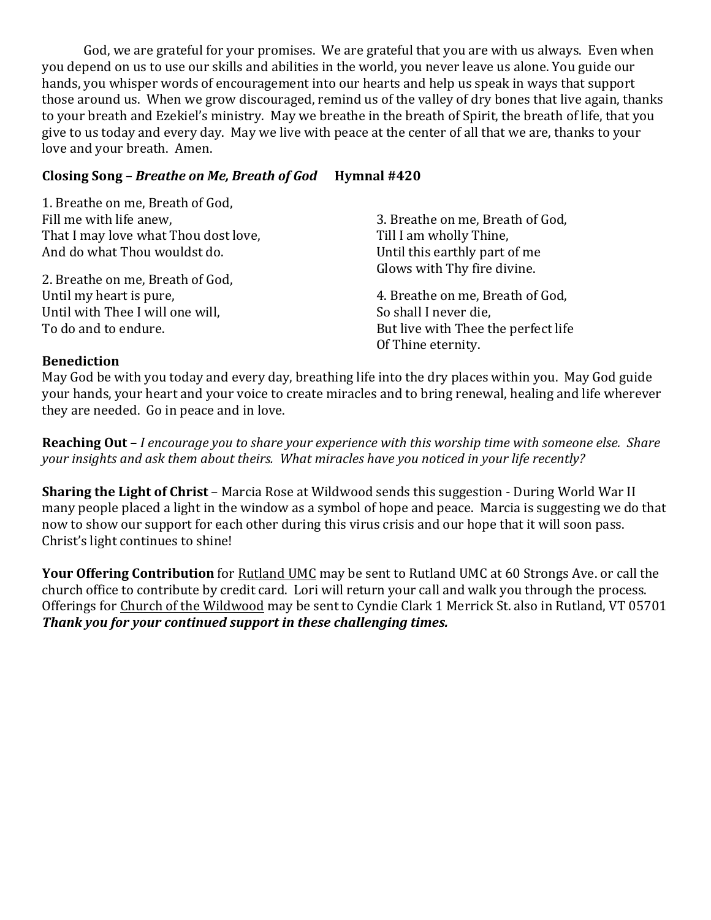God, we are grateful for your promises. We are grateful that you are with us always. Even when you depend on us to use our skills and abilities in the world, you never leave us alone. You guide our hands, you whisper words of encouragement into our hearts and help us speak in ways that support those around us. When we grow discouraged, remind us of the valley of dry bones that live again, thanks to your breath and Ezekiel's ministry. May we breathe in the breath of Spirit, the breath of life, that you give to us today and every day. May we live with peace at the center of all that we are, thanks to your love and your breath. Amen.

**Closing Song – *Breathe on Me, Breath of God* Hymnal #420**

1. Breathe on me, Breath of God,
Fill me with life anew,
That I may love what Thou dost love,
And do what Thou wouldst do.

2. Breathe on me, Breath of God,
Until my heart is pure,
Until with Thee I will one will,
To do and to endure.

3. Breathe on me, Breath of God,
Till I am wholly Thine,
Until this earthly part of me
Glows with Thy fire divine.

4. Breathe on me, Breath of God,
So shall I never die,
But live with Thee the perfect life
Of Thine eternity.

**Benediction**

May God be with you today and every day, breathing life into the dry places within you. May God guide your hands, your heart and your voice to create miracles and to bring renewal, healing and life wherever they are needed. Go in peace and in love.

**Reaching Out –** *I encourage you to share your experience with this worship time with someone else. Share your insights and ask them about theirs. What miracles have you noticed in your life recently?*

**Sharing the Light of Christ** – Marcia Rose at Wildwood sends this suggestion - During World War II many people placed a light in the window as a symbol of hope and peace. Marcia is suggesting we do that now to show our support for each other during this virus crisis and our hope that it will soon pass. Christ's light continues to shine!

**Your Offering Contribution** for Rutland UMC may be sent to Rutland UMC at 60 Strongs Ave. or call the church office to contribute by credit card. Lori will return your call and walk you through the process. Offerings for Church of the Wildwood may be sent to Cyndie Clark 1 Merrick St. also in Rutland, VT 05701 ***Thank you for your continued support in these challenging times.***